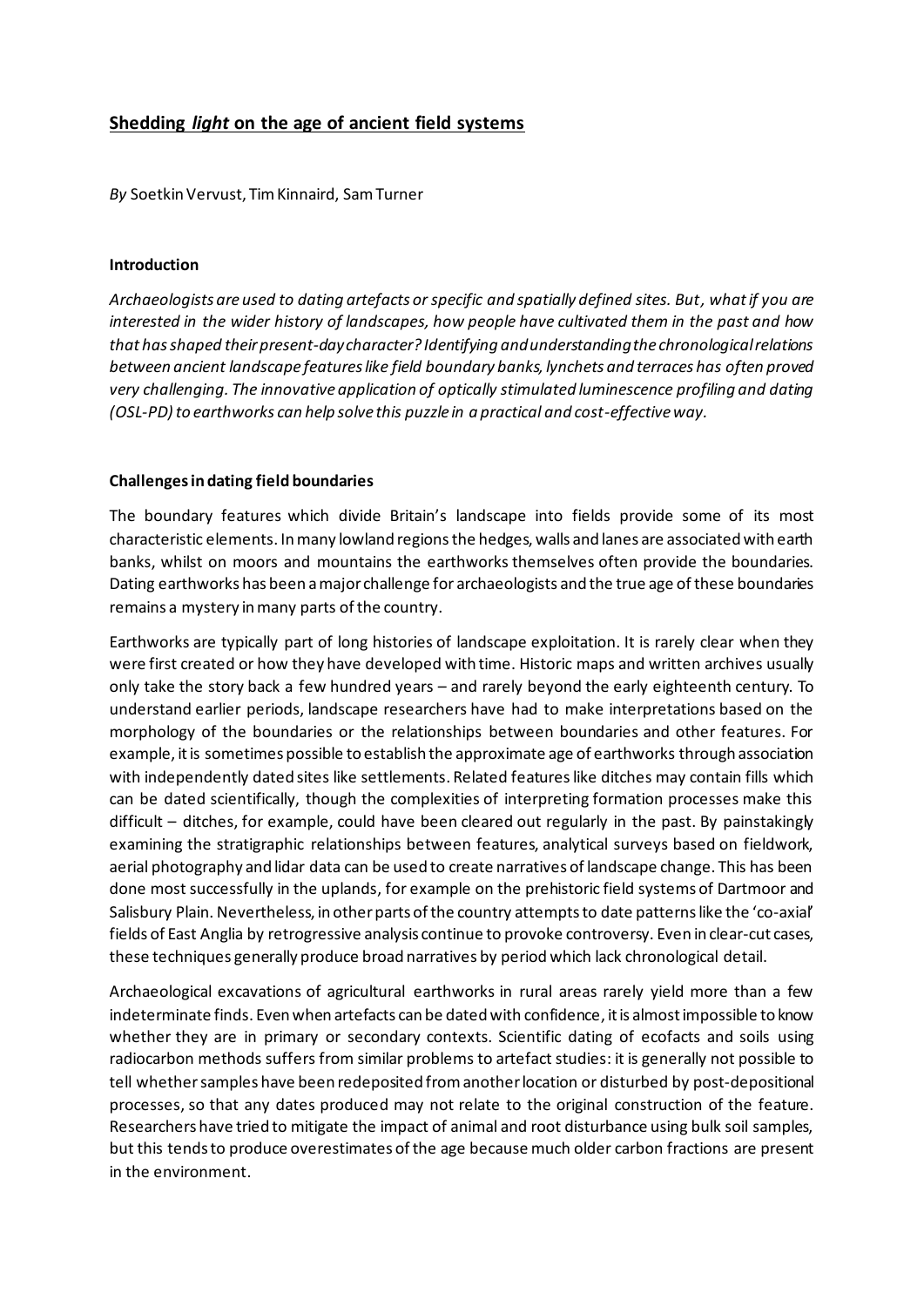# **Shedding *light* on the age of ancient field systems**

*By* Soetkin Vervust, Tim Kinnaird, Sam Turner

### **Introduction**

*Archaeologists are used to dating artefacts or specific and spatially defined sites. But, what if you are interested in the wider history of landscapes, how people have cultivated them in the past and how that has shaped their present-day character? Identifying and understanding the chronological relations between ancient landscape features like field boundary banks, lynchets and terraces has often proved very challenging. The innovative application of optically stimulated luminescence profiling and dating (OSL-PD) to earthworks can help solve this puzzle in a practical and cost-effective way.*

### **Challenges in dating field boundaries**

The boundary features which divide Britain's landscape into fields provide some of its most characteristic elements. In many lowland regions the hedges, walls and lanes are associated with earth banks, whilst on moors and mountains the earthworks themselves often provide the boundaries. Dating earthworks has been a major challenge for archaeologists and the true age of these boundaries remains a mystery in many parts of the country.

Earthworks are typically part of long histories of landscape exploitation. It is rarely clear when they were first created or how they have developed with time. Historic maps and written archives usually only take the story back a few hundred years – and rarely beyond the early eighteenth century. To understand earlier periods, landscape researchers have had to make interpretations based on the morphology of the boundaries or the relationships between boundaries and other features. For example, it is sometimes possible to establish the approximate age of earthworks through association with independently dated sites like settlements. Related features like ditches may contain fills which can be dated scientifically, though the complexities of interpreting formation processes make this difficult – ditches, for example, could have been cleared out regularly in the past. By painstakingly examining the stratigraphic relationships between features, analytical surveys based on fieldwork, aerial photography and lidar data can be used to create narratives of landscape change. This has been done most successfully in the uplands, for example on the prehistoric field systems of Dartmoor and Salisbury Plain. Nevertheless, in other parts of the country attempts to date patterns like the 'co-axial' fields of East Anglia by retrogressive analysis continue to provoke controversy. Even in clear-cut cases, these techniques generally produce broad narratives by period which lack chronological detail.

Archaeological excavations of agricultural earthworks in rural areas rarely yield more than a few indeterminate finds. Even when artefacts can be dated with confidence, it is almost impossible to know whether they are in primary or secondary contexts. Scientific dating of ecofacts and soils using radiocarbon methods suffers from similar problems to artefact studies: it is generally not possible to tell whether samples have been redeposited from another location or disturbed by post-depositional processes, so that any dates produced may not relate to the original construction of the feature. Researchers have tried to mitigate the impact of animal and root disturbance using bulk soil samples, but this tends to produce overestimates of the age because much older carbon fractions are present in the environment.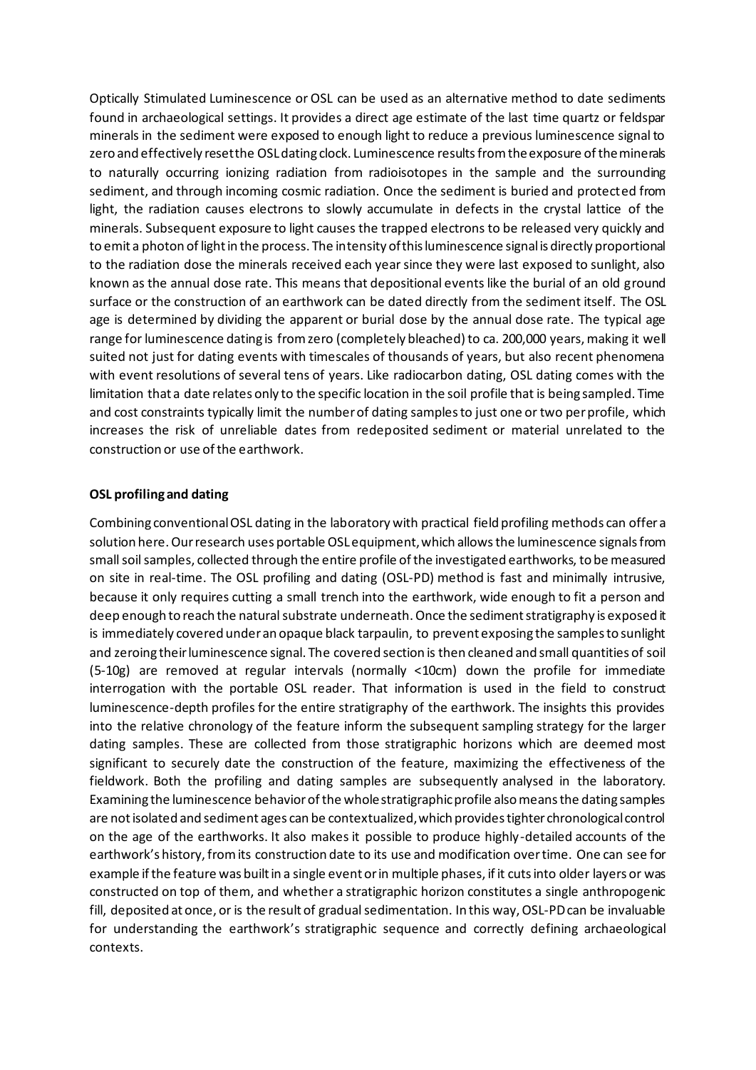Optically Stimulated Luminescence or OSL can be used as an alternative method to date sediments found in archaeological settings. It provides a direct age estimate of the last time quartz or feldspar minerals in the sediment were exposed to enough light to reduce a previous luminescence signal to zero and effectively reset the OSL dating clock. Luminescence results from the exposure of the minerals to naturally occurring ionizing radiation from radioisotopes in the sample and the surrounding sediment, and through incoming cosmic radiation. Once the sediment is buried and protected from light, the radiation causes electrons to slowly accumulate in defects in the crystal lattice of the minerals. Subsequent exposure to light causes the trapped electrons to be released very quickly and to emit a photon of light in the process. The intensity of this luminescence signal is directly proportional to the radiation dose the minerals received each year since they were last exposed to sunlight, also known as the annual dose rate. This means that depositional events like the burial of an old ground surface or the construction of an earthwork can be dated directly from the sediment itself. The OSL age is determined by dividing the apparent or burial dose by the annual dose rate. The typical age range for luminescence dating is from zero (completely bleached) to ca. 200,000 years, making it well suited not just for dating events with timescales of thousands of years, but also recent phenomena with event resolutions of several tens of years. Like radiocarbon dating, OSL dating comes with the limitation that a date relates only to the specific location in the soil profile that is being sampled. Time and cost constraints typically limit the number of dating samples to just one or two per profile, which increases the risk of unreliable dates from redeposited sediment or material unrelated to the construction or use of the earthwork.

**OSL profiling and dating**

Combining conventional OSL dating in the laboratory with practical field profiling methods can offer a solution here. Our research uses portable OSL equipment, which allows the luminescence signals from small soil samples, collected through the entire profile of the investigated earthworks, to be measured on site in real-time. The OSL profiling and dating (OSL-PD) method is fast and minimally intrusive, because it only requires cutting a small trench into the earthwork, wide enough to fit a person and deep enough to reach the natural substrate underneath. Once the sediment stratigraphy is exposed it is immediately covered under an opaque black tarpaulin, to prevent exposing the samples to sunlight and zeroing their luminescence signal. The covered section is then cleaned and small quantities of soil (5-10g) are removed at regular intervals (normally <10cm) down the profile for immediate interrogation with the portable OSL reader. That information is used in the field to construct luminescence-depth profiles for the entire stratigraphy of the earthwork. The insights this provides into the relative chronology of the feature inform the subsequent sampling strategy for the larger dating samples. These are collected from those stratigraphic horizons which are deemed most significant to securely date the construction of the feature, maximizing the effectiveness of the fieldwork. Both the profiling and dating samples are subsequently analysed in the laboratory. Examining the luminescence behavior of the whole stratigraphic profile also means the dating samples are not isolated and sediment ages can be contextualized, which provides tighter chronological control on the age of the earthworks. It also makes it possible to produce highly-detailed accounts of the earthwork's history, from its construction date to its use and modification over time. One can see for example if the feature was built in a single event or in multiple phases, if it cuts into older layers or was constructed on top of them, and whether a stratigraphic horizon constitutes a single anthropogenic fill, deposited at once, or is the result of gradual sedimentation. In this way, OSL-PD can be invaluable for understanding the earthwork's stratigraphic sequence and correctly defining archaeological contexts.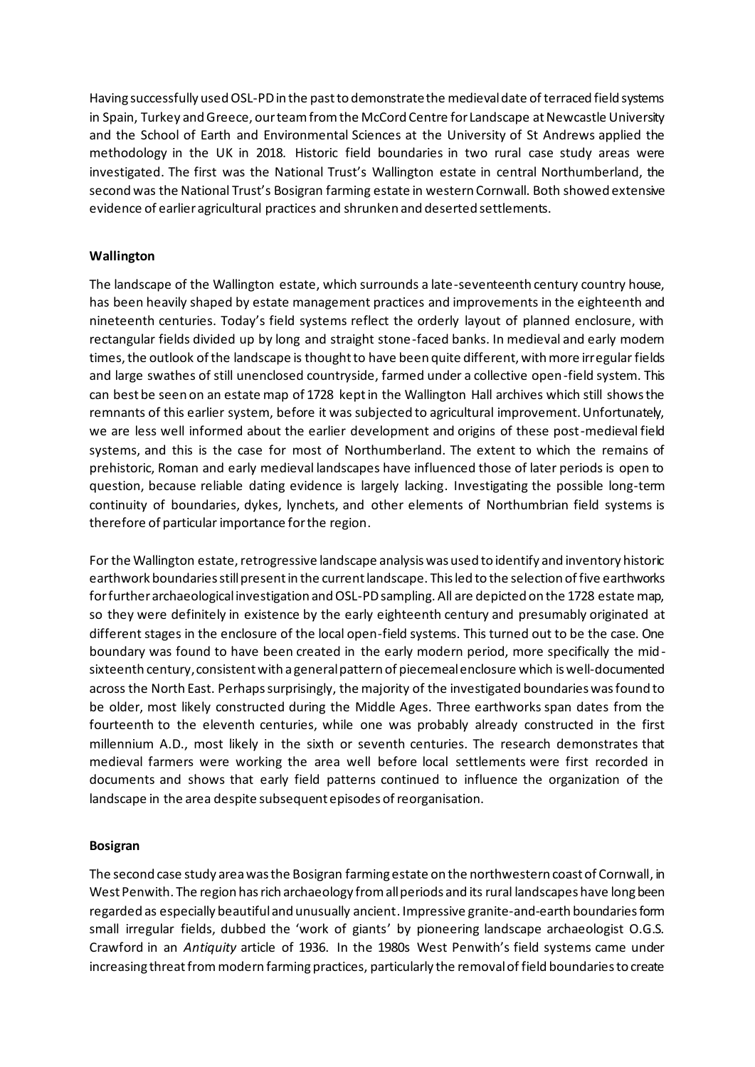Having successfully used OSL-PD in the past to demonstrate the medieval date of terraced field systems in Spain, Turkey and Greece, our team from the McCord Centre for Landscape at Newcastle University and the School of Earth and Environmental Sciences at the University of St Andrews applied the methodology in the UK in 2018. Historic field boundaries in two rural case study areas were investigated. The first was the National Trust's Wallington estate in central Northumberland, the second was the National Trust's Bosigran farming estate in western Cornwall. Both showed extensive evidence of earlier agricultural practices and shrunken and deserted settlements.

**Wallington**

The landscape of the Wallington estate, which surrounds a late-seventeenth century country house, has been heavily shaped by estate management practices and improvements in the eighteenth and nineteenth centuries. Today's field systems reflect the orderly layout of planned enclosure, with rectangular fields divided up by long and straight stone-faced banks. In medieval and early modern times, the outlook of the landscape is thought to have been quite different, with more irregular fields and large swathes of still unenclosed countryside, farmed under a collective open-field system. This can best be seen on an estate map of 1728 kept in the Wallington Hall archives which still shows the remnants of this earlier system, before it was subjected to agricultural improvement. Unfortunately, we are less well informed about the earlier development and origins of these post-medieval field systems, and this is the case for most of Northumberland. The extent to which the remains of prehistoric, Roman and early medieval landscapes have influenced those of later periods is open to question, because reliable dating evidence is largely lacking. Investigating the possible long-term continuity of boundaries, dykes, lynchets, and other elements of Northumbrian field systems is therefore of particular importance for the region.

For the Wallington estate, retrogressive landscape analysis was used to identify and inventory historic earthwork boundaries still present in the current landscape. This led to the selection of five earthworks for further archaeological investigation and OSL-PD sampling. All are depicted on the 1728 estate map, so they were definitely in existence by the early eighteenth century and presumably originated at different stages in the enclosure of the local open-field systems. This turned out to be the case. One boundary was found to have been created in the early modern period, more specifically the mid-sixteenth century, consistent with a general pattern of piecemeal enclosure which is well-documented across the North East. Perhaps surprisingly, the majority of the investigated boundaries was found to be older, most likely constructed during the Middle Ages. Three earthworks span dates from the fourteenth to the eleventh centuries, while one was probably already constructed in the first millennium A.D., most likely in the sixth or seventh centuries. The research demonstrates that medieval farmers were working the area well before local settlements were first recorded in documents and shows that early field patterns continued to influence the organization of the landscape in the area despite subsequent episodes of reorganisation.

**Bosigran**

The second case study area was the Bosigran farming estate on the northwestern coast of Cornwall, in West Penwith. The region has rich archaeology from all periods and its rural landscapes have long been regarded as especially beautiful and unusually ancient. Impressive granite-and-earth boundaries form small irregular fields, dubbed the 'work of giants' by pioneering landscape archaeologist O.G.S. Crawford in an *Antiquity* article of 1936. In the 1980s West Penwith's field systems came under increasing threat from modern farming practices, particularly the removal of field boundaries to create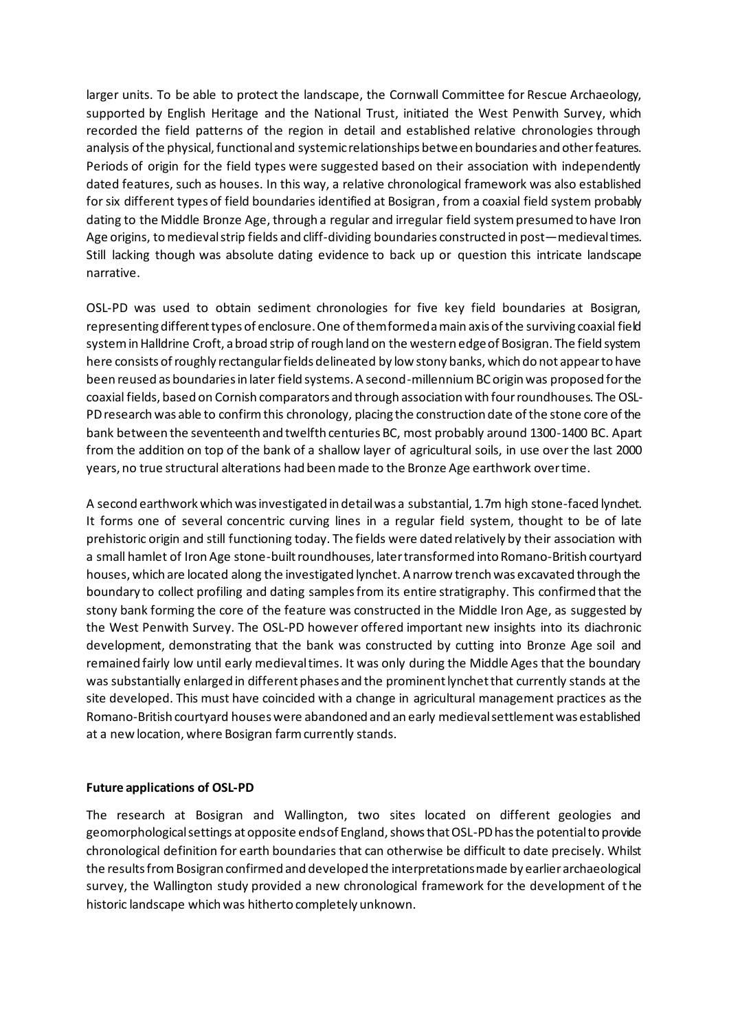larger units. To be able to protect the landscape, the Cornwall Committee for Rescue Archaeology, supported by English Heritage and the National Trust, initiated the West Penwith Survey, which recorded the field patterns of the region in detail and established relative chronologies through analysis of the physical, functional and systemic relationships between boundaries and other features. Periods of origin for the field types were suggested based on their association with independently dated features, such as houses. In this way, a relative chronological framework was also established for six different types of field boundaries identified at Bosigran, from a coaxial field system probably dating to the Middle Bronze Age, through a regular and irregular field system presumed to have Iron Age origins, to medieval strip fields and cliff-dividing boundaries constructed in post—medieval times. Still lacking though was absolute dating evidence to back up or question this intricate landscape narrative.

OSL-PD was used to obtain sediment chronologies for five key field boundaries at Bosigran, representing different types of enclosure. One of them formed a main axis of the surviving coaxial field system in Halldrine Croft, a broad strip of rough land on the western edge of Bosigran. The field system here consists of roughly rectangular fields delineated by low stony banks, which do not appear to have been reused as boundaries in later field systems. A second-millennium BC origin was proposed for the coaxial fields, based on Cornish comparators and through association with four roundhouses. The OSL-PD research was able to confirm this chronology, placing the construction date of the stone core of the bank between the seventeenth and twelfth centuries BC, most probably around 1300-1400 BC. Apart from the addition on top of the bank of a shallow layer of agricultural soils, in use over the last 2000 years, no true structural alterations had been made to the Bronze Age earthwork over time.

A second earthwork which was investigated in detail was a substantial, 1.7m high stone-faced lynchet. It forms one of several concentric curving lines in a regular field system, thought to be of late prehistoric origin and still functioning today. The fields were dated relatively by their association with a small hamlet of Iron Age stone-built roundhouses, later transformed into Romano-British courtyard houses, which are located along the investigated lynchet. A narrow trench was excavated through the boundary to collect profiling and dating samples from its entire stratigraphy. This confirmed that the stony bank forming the core of the feature was constructed in the Middle Iron Age, as suggested by the West Penwith Survey. The OSL-PD however offered important new insights into its diachronic development, demonstrating that the bank was constructed by cutting into Bronze Age soil and remained fairly low until early medieval times. It was only during the Middle Ages that the boundary was substantially enlarged in different phases and the prominent lynchet that currently stands at the site developed. This must have coincided with a change in agricultural management practices as the Romano-British courtyard houses were abandoned and an early medieval settlement was established at a new location, where Bosigran farm currently stands.

**Future applications of OSL-PD**

The research at Bosigran and Wallington, two sites located on different geologies and geomorphological settings at opposite ends of England, shows that OSL-PD has the potential to provide chronological definition for earth boundaries that can otherwise be difficult to date precisely. Whilst the results from Bosigran confirmed and developed the interpretations made by earlier archaeological survey, the Wallington study provided a new chronological framework for the development of the historic landscape which was hitherto completely unknown.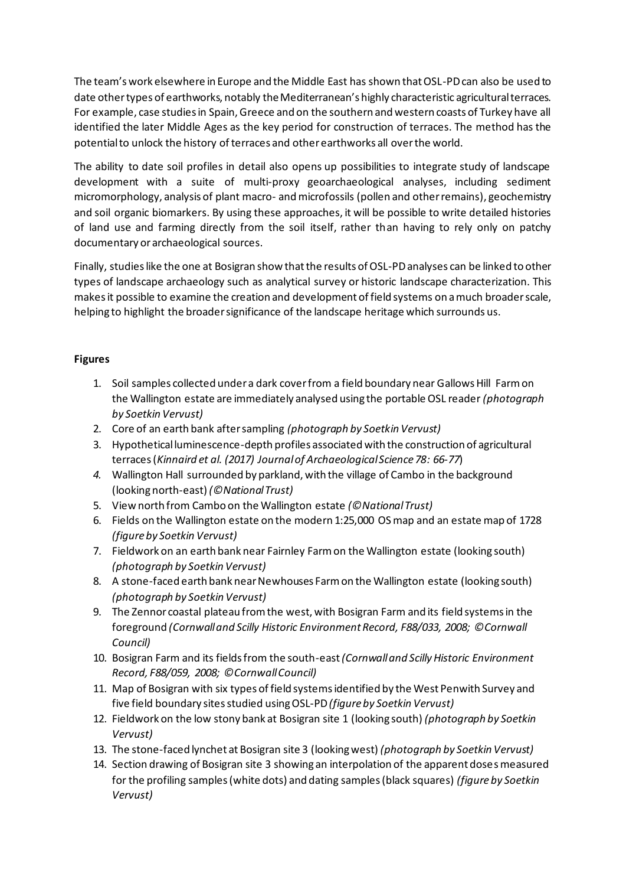The team's work elsewhere in Europe and the Middle East has shown that OSL-PD can also be used to date other types of earthworks, notably the Mediterranean's highly characteristic agricultural terraces. For example, case studies in Spain, Greece and on the southern and western coasts of Turkey have all identified the later Middle Ages as the key period for construction of terraces. The method has the potential to unlock the history of terraces and other earthworks all over the world.

The ability to date soil profiles in detail also opens up possibilities to integrate study of landscape development with a suite of multi-proxy geoarchaeological analyses, including sediment micromorphology, analysis of plant macro- and microfossils (pollen and other remains), geochemistry and soil organic biomarkers. By using these approaches, it will be possible to write detailed histories of land use and farming directly from the soil itself, rather than having to rely only on patchy documentary or archaeological sources.

Finally, studies like the one at Bosigran show that the results of OSL-PD analyses can be linked to other types of landscape archaeology such as analytical survey or historic landscape characterization. This makes it possible to examine the creation and development of field systems on a much broader scale, helping to highlight the broader significance of the landscape heritage which surrounds us.

**Figures**

1. Soil samples collected under a dark cover from a field boundary near Gallows Hill Farm on the Wallington estate are immediately analysed using the portable OSL reader *(photograph by Soetkin Vervust)*
2. Core of an earth bank after sampling *(photograph by Soetkin Vervust)*
3. Hypothetical luminescence-depth profiles associated with the construction of agricultural terraces (*Kinnaird et al. (2017) Journal of Archaeological Science 78: 66-77*)
4. Wallington Hall surrounded by parkland, with the village of Cambo in the background (looking north-east) *(©National Trust)*
5. View north from Cambo on the Wallington estate *(©National Trust)*
6. Fields on the Wallington estate on the modern 1:25,000 OS map and an estate map of 1728 *(figure by Soetkin Vervust)*
7. Fieldwork on an earth bank near Fairnley Farm on the Wallington estate (looking south) *(photograph by Soetkin Vervust)*
8. A stone-faced earth bank near Newhouses Farm on the Wallington estate (looking south) *(photograph by Soetkin Vervust)*
9. The Zennor coastal plateau from the west, with Bosigran Farm and its field systems in the foreground *(Cornwall and Scilly Historic Environment Record, F88/033, 2008; ©Cornwall Council)*
10. Bosigran Farm and its fields from the south-east *(Cornwall and Scilly Historic Environment Record, F88/059, 2008; ©Cornwall Council)*
11. Map of Bosigran with six types of field systems identified by the West Penwith Survey and five field boundary sites studied using OSL-PD *(figure by Soetkin Vervust)*
12. Fieldwork on the low stony bank at Bosigran site 1 (looking south) *(photograph by Soetkin Vervust)*
13. The stone-faced lynchet at Bosigran site 3 (looking west) *(photograph by Soetkin Vervust)*
14. Section drawing of Bosigran site 3 showing an interpolation of the apparent doses measured for the profiling samples (white dots) and dating samples (black squares) *(figure by Soetkin Vervust)*